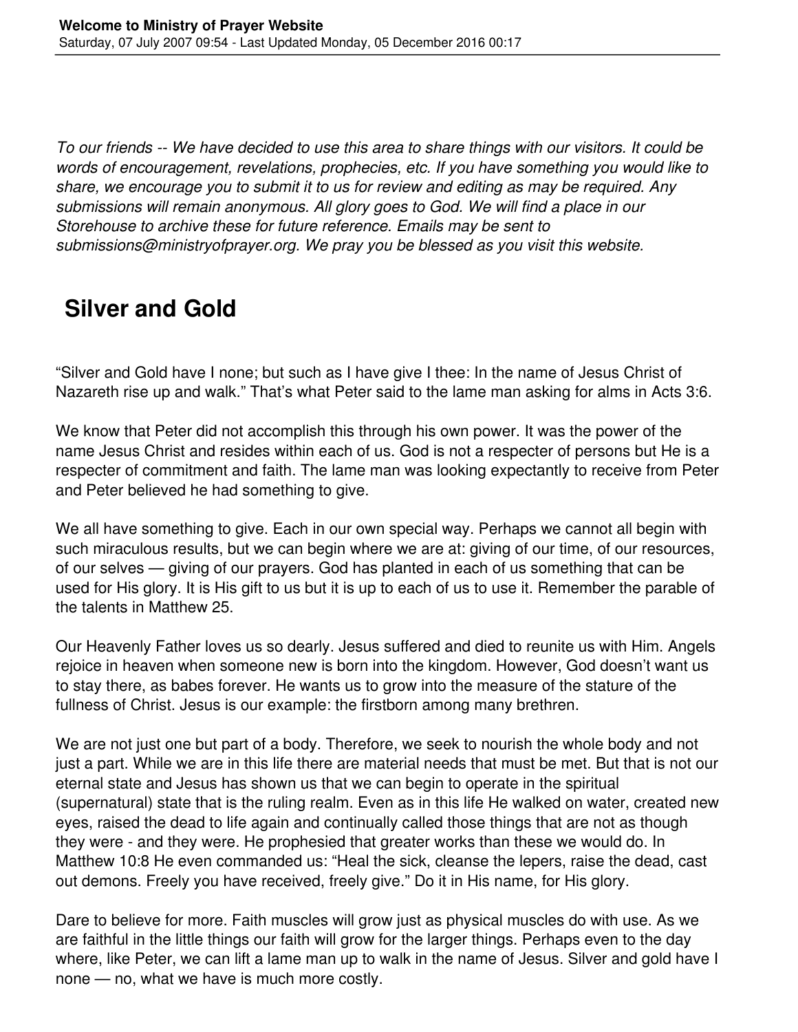*To our friends -- We have decided to use this area to share things with our visitors. It could be words of encouragement, revelations, prophecies, etc. If you have something you would like to share, we encourage you to submit it to us for review and editing as may be required. Any submissions will remain anonymous. All glory goes to God. We will find a place in our Storehouse to archive these for future reference. Emails may be sent to submissions@ministryofprayer.org. We pray you be blessed as you visit this website.*

## Silver and Gold

“Silver and Gold have I none; but such as I have give I thee: In the name of Jesus Christ of Nazareth rise up and walk.” That’s what Peter said to the lame man asking for alms in Acts 3:6.

We know that Peter did not accomplish this through his own power. It was the power of the name Jesus Christ and resides within each of us. God is not a respecter of persons but He is a respecter of commitment and faith. The lame man was looking expectantly to receive from Peter and Peter believed he had something to give.

We all have something to give. Each in our own special way. Perhaps we cannot all begin with such miraculous results, but we can begin where we are at: giving of our time, of our resources, of our selves — giving of our prayers. God has planted in each of us something that can be used for His glory. It is His gift to us but it is up to each of us to use it. Remember the parable of the talents in Matthew 25.

Our Heavenly Father loves us so dearly. Jesus suffered and died to reunite us with Him. Angels rejoice in heaven when someone new is born into the kingdom. However, God doesn’t want us to stay there, as babes forever. He wants us to grow into the measure of the stature of the fullness of Christ. Jesus is our example: the firstborn among many brethren.

We are not just one but part of a body. Therefore, we seek to nourish the whole body and not just a part. While we are in this life there are material needs that must be met. But that is not our eternal state and Jesus has shown us that we can begin to operate in the spiritual (supernatural) state that is the ruling realm. Even as in this life He walked on water, created new eyes, raised the dead to life again and continually called those things that are not as though they were - and they were. He prophesied that greater works than these we would do. In Matthew 10:8 He even commanded us: “Heal the sick, cleanse the lepers, raise the dead, cast out demons. Freely you have received, freely give.” Do it in His name, for His glory.

Dare to believe for more. Faith muscles will grow just as physical muscles do with use. As we are faithful in the little things our faith will grow for the larger things. Perhaps even to the day where, like Peter, we can lift a lame man up to walk in the name of Jesus. Silver and gold have I none — no, what we have is much more costly.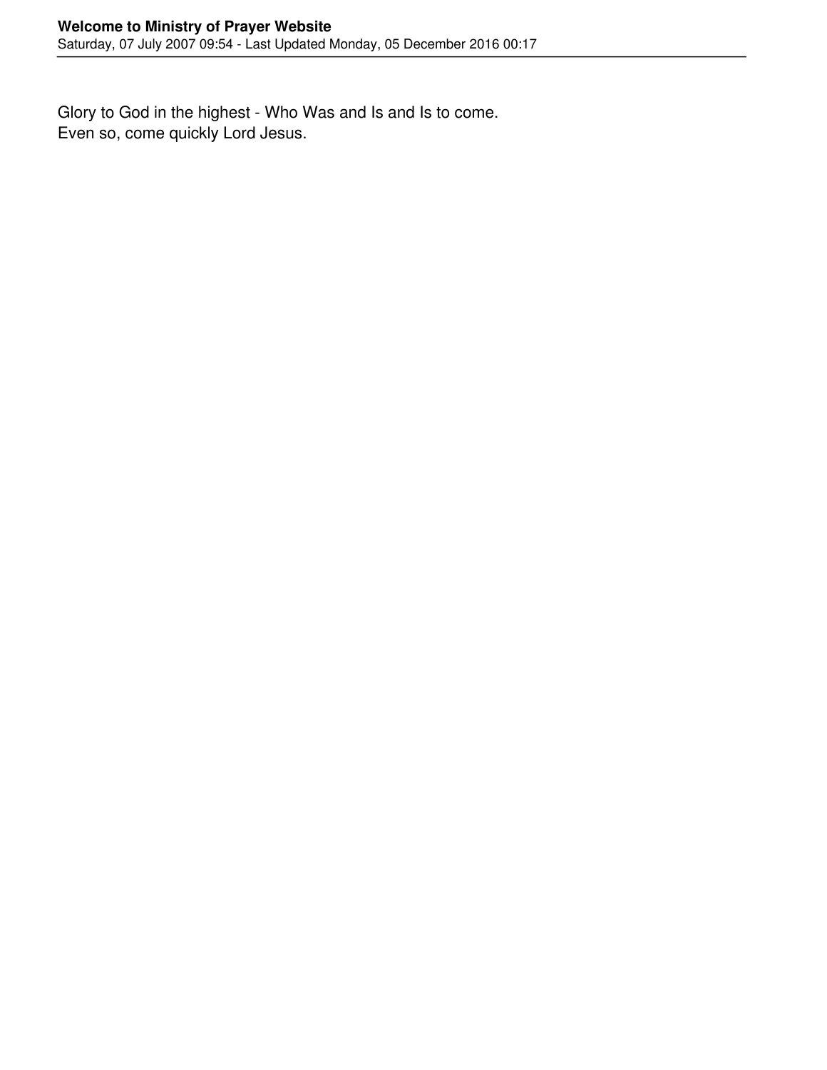Glory to God in the highest - Who Was and Is and Is to come.
Even so, come quickly Lord Jesus.